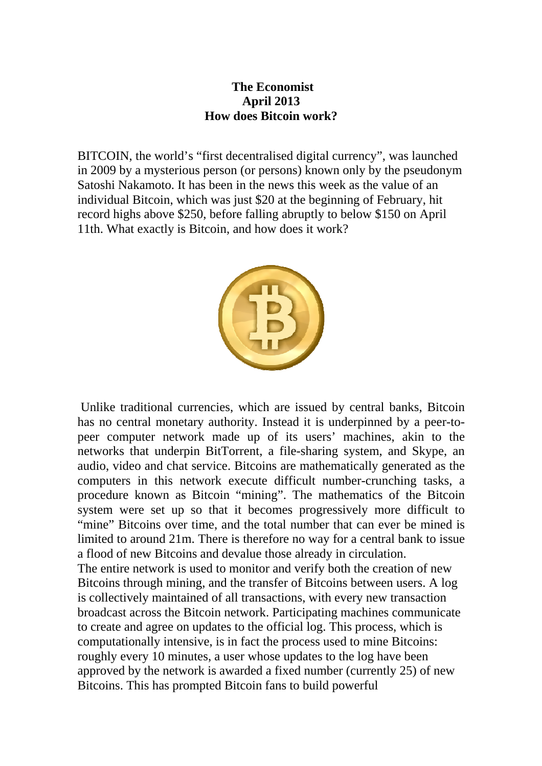**The Economist**
**April 2013**
**How does Bitcoin work?**

BITCOIN, the world's "first decentralised digital currency", was launched in 2009 by a mysterious person (or persons) known only by the pseudonym Satoshi Nakamoto. It has been in the news this week as the value of an individual Bitcoin, which was just $20 at the beginning of February, hit record highs above $250, before falling abruptly to below $150 on April 11th. What exactly is Bitcoin, and how does it work?

Unlike traditional currencies, which are issued by central banks, Bitcoin has no central monetary authority. Instead it is underpinned by a peer-to-peer computer network made up of its users' machines, akin to the networks that underpin BitTorrent, a file-sharing system, and Skype, an audio, video and chat service. Bitcoins are mathematically generated as the computers in this network execute difficult number-crunching tasks, a procedure known as Bitcoin "mining". The mathematics of the Bitcoin system were set up so that it becomes progressively more difficult to "mine" Bitcoins over time, and the total number that can ever be mined is limited to around 21m. There is therefore no way for a central bank to issue a flood of new Bitcoins and devalue those already in circulation.

The entire network is used to monitor and verify both the creation of new Bitcoins through mining, and the transfer of Bitcoins between users. A log is collectively maintained of all transactions, with every new transaction broadcast across the Bitcoin network. Participating machines communicate to create and agree on updates to the official log. This process, which is computationally intensive, is in fact the process used to mine Bitcoins: roughly every 10 minutes, a user whose updates to the log have been approved by the network is awarded a fixed number (currently 25) of new Bitcoins. This has prompted Bitcoin fans to build powerful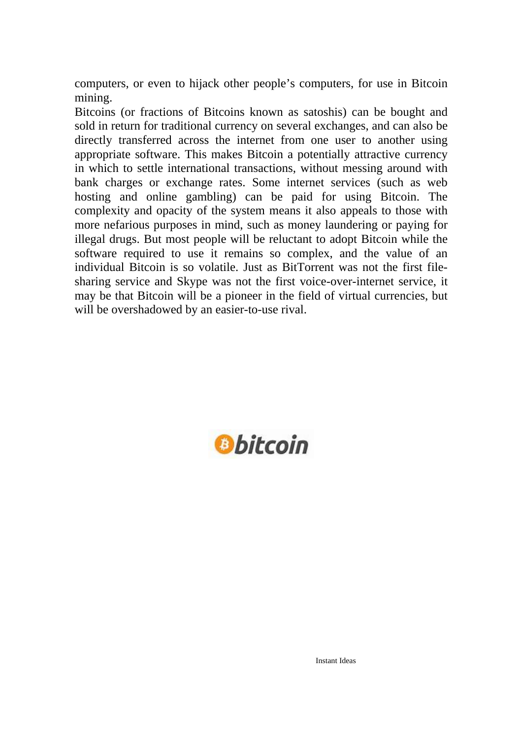computers, or even to hijack other people's computers, for use in Bitcoin mining.

Bitcoins (or fractions of Bitcoins known as satoshis) can be bought and sold in return for traditional currency on several exchanges, and can also be directly transferred across the internet from one user to another using appropriate software. This makes Bitcoin a potentially attractive currency in which to settle international transactions, without messing around with bank charges or exchange rates. Some internet services (such as web hosting and online gambling) can be paid for using Bitcoin. The complexity and opacity of the system means it also appeals to those with more nefarious purposes in mind, such as money laundering or paying for illegal drugs. But most people will be reluctant to adopt Bitcoin while the software required to use it remains so complex, and the value of an individual Bitcoin is so volatile. Just as BitTorrent was not the first file-sharing service and Skype was not the first voice-over-internet service, it may be that Bitcoin will be a pioneer in the field of virtual currencies, but will be overshadowed by an easier-to-use rival.